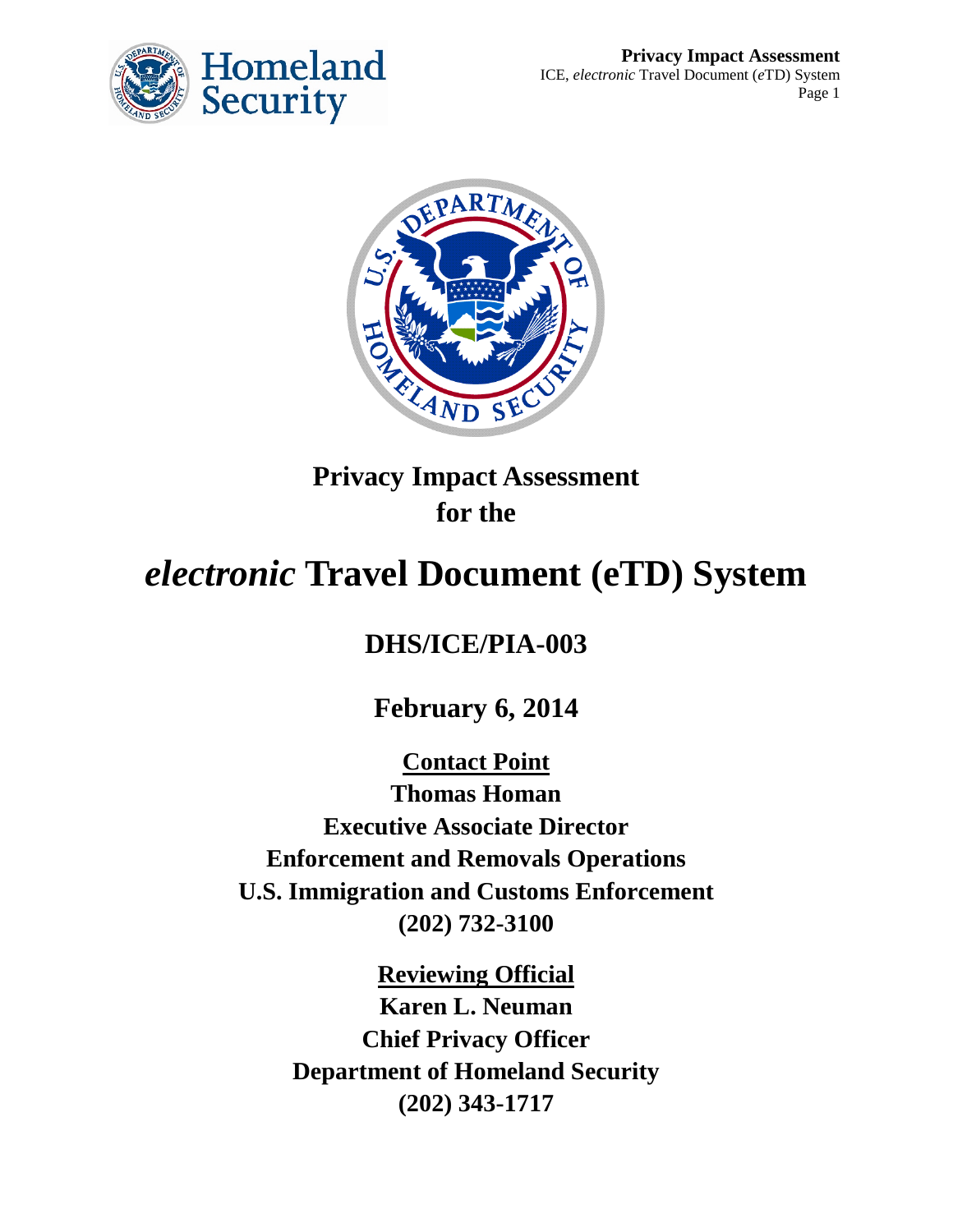# Privacy Impact Assessment for the

# *electronic* Travel Document (eTD) System

## DHS/ICE/PIA-003

## February 6, 2014

**<u>Contact Point</u>**

**Thomas Homan**

**Executive Associate Director**

**Enforcement and Removals Operations**

**U.S. Immigration and Customs Enforcement**

**(202) 732-3100**

**<u>Reviewing Official</u>**

**Karen L. Neuman**

**Chief Privacy Officer**

**Department of Homeland Security**

**(202) 343-1717**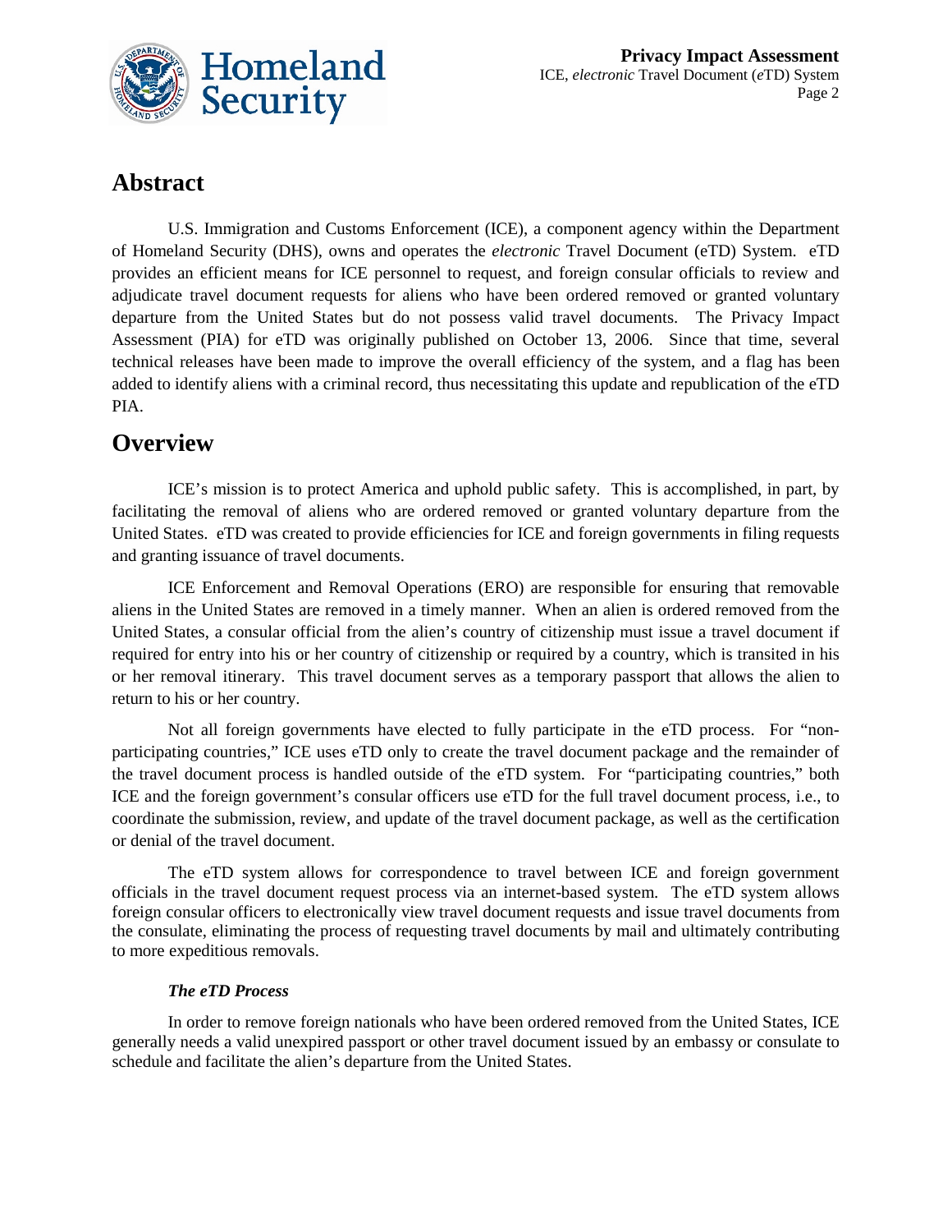## Abstract

U.S. Immigration and Customs Enforcement (ICE), a component agency within the Department of Homeland Security (DHS), owns and operates the *electronic* Travel Document (eTD) System. eTD provides an efficient means for ICE personnel to request, and foreign consular officials to review and adjudicate travel document requests for aliens who have been ordered removed or granted voluntary departure from the United States but do not possess valid travel documents. The Privacy Impact Assessment (PIA) for eTD was originally published on October 13, 2006. Since that time, several technical releases have been made to improve the overall efficiency of the system, and a flag has been added to identify aliens with a criminal record, thus necessitating this update and republication of the eTD PIA.

## Overview

ICE's mission is to protect America and uphold public safety. This is accomplished, in part, by facilitating the removal of aliens who are ordered removed or granted voluntary departure from the United States. eTD was created to provide efficiencies for ICE and foreign governments in filing requests and granting issuance of travel documents.

ICE Enforcement and Removal Operations (ERO) are responsible for ensuring that removable aliens in the United States are removed in a timely manner. When an alien is ordered removed from the United States, a consular official from the alien's country of citizenship must issue a travel document if required for entry into his or her country of citizenship or required by a country, which is transited in his or her removal itinerary. This travel document serves as a temporary passport that allows the alien to return to his or her country.

Not all foreign governments have elected to fully participate in the eTD process. For "non-participating countries," ICE uses eTD only to create the travel document package and the remainder of the travel document process is handled outside of the eTD system. For "participating countries," both ICE and the foreign government's consular officers use eTD for the full travel document process, i.e., to coordinate the submission, review, and update of the travel document package, as well as the certification or denial of the travel document.

The eTD system allows for correspondence to travel between ICE and foreign government officials in the travel document request process via an internet-based system. The eTD system allows foreign consular officers to electronically view travel document requests and issue travel documents from the consulate, eliminating the process of requesting travel documents by mail and ultimately contributing to more expeditious removals.

***The eTD Process***

In order to remove foreign nationals who have been ordered removed from the United States, ICE generally needs a valid unexpired passport or other travel document issued by an embassy or consulate to schedule and facilitate the alien's departure from the United States.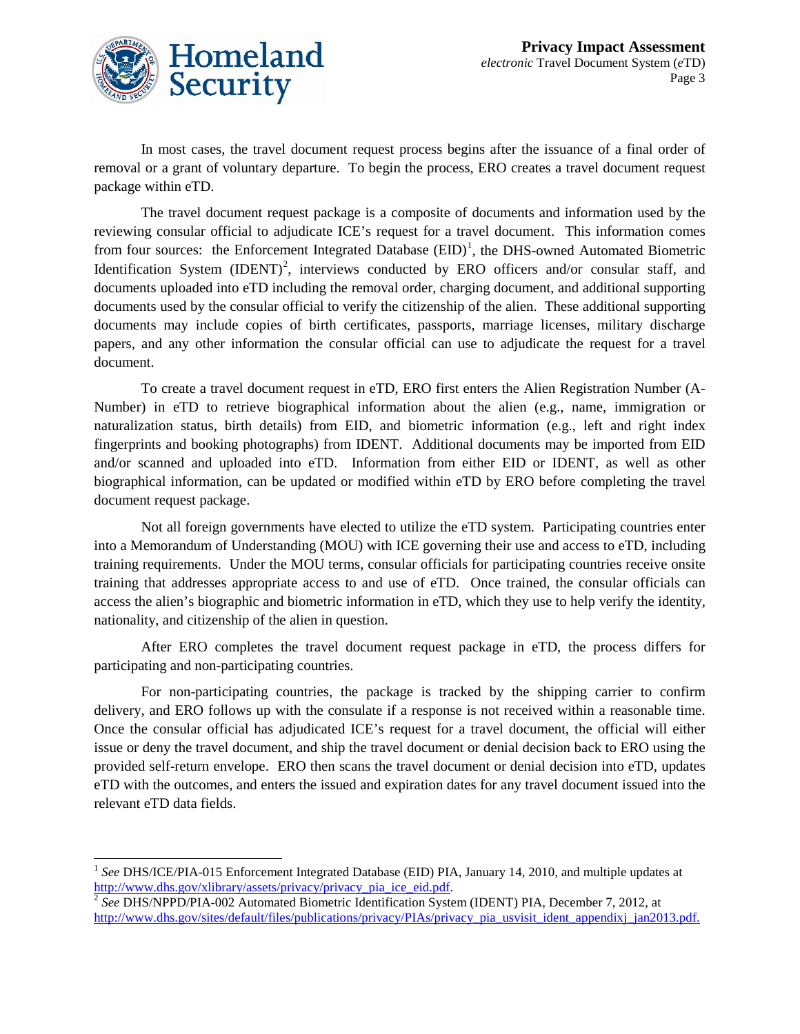In most cases, the travel document request process begins after the issuance of a final order of removal or a grant of voluntary departure. To begin the process, ERO creates a travel document request package within eTD.

The travel document request package is a composite of documents and information used by the reviewing consular official to adjudicate ICE's request for a travel document. This information comes from four sources: the Enforcement Integrated Database (EID)[1], the DHS-owned Automated Biometric Identification System (IDENT)[2], interviews conducted by ERO officers and/or consular staff, and documents uploaded into eTD including the removal order, charging document, and additional supporting documents used by the consular official to verify the citizenship of the alien. These additional supporting documents may include copies of birth certificates, passports, marriage licenses, military discharge papers, and any other information the consular official can use to adjudicate the request for a travel document.

To create a travel document request in eTD, ERO first enters the Alien Registration Number (A-Number) in eTD to retrieve biographical information about the alien (e.g., name, immigration or naturalization status, birth details) from EID, and biometric information (e.g., left and right index fingerprints and booking photographs) from IDENT. Additional documents may be imported from EID and/or scanned and uploaded into eTD. Information from either EID or IDENT, as well as other biographical information, can be updated or modified within eTD by ERO before completing the travel document request package.

Not all foreign governments have elected to utilize the eTD system. Participating countries enter into a Memorandum of Understanding (MOU) with ICE governing their use and access to eTD, including training requirements. Under the MOU terms, consular officials for participating countries receive onsite training that addresses appropriate access to and use of eTD. Once trained, the consular officials can access the alien's biographic and biometric information in eTD, which they use to help verify the identity, nationality, and citizenship of the alien in question.

After ERO completes the travel document request package in eTD, the process differs for participating and non-participating countries.

For non-participating countries, the package is tracked by the shipping carrier to confirm delivery, and ERO follows up with the consulate if a response is not received within a reasonable time. Once the consular official has adjudicated ICE's request for a travel document, the official will either issue or deny the travel document, and ship the travel document or denial decision back to ERO using the provided self-return envelope. ERO then scans the travel document or denial decision into eTD, updates eTD with the outcomes, and enters the issued and expiration dates for any travel document issued into the relevant eTD data fields.

---

[1] *See* DHS/ICE/PIA-015 Enforcement Integrated Database (EID) PIA, January 14, 2010, and multiple updates at http://www.dhs.gov/xlibrary/assets/privacy/privacy_pia_ice_eid.pdf.

[2] *See* DHS/NPPD/PIA-002 Automated Biometric Identification System (IDENT) PIA, December 7, 2012, at http://www.dhs.gov/sites/default/files/publications/privacy/PIAs/privacy_pia_usvisit_ident_appendixj_jan2013.pdf.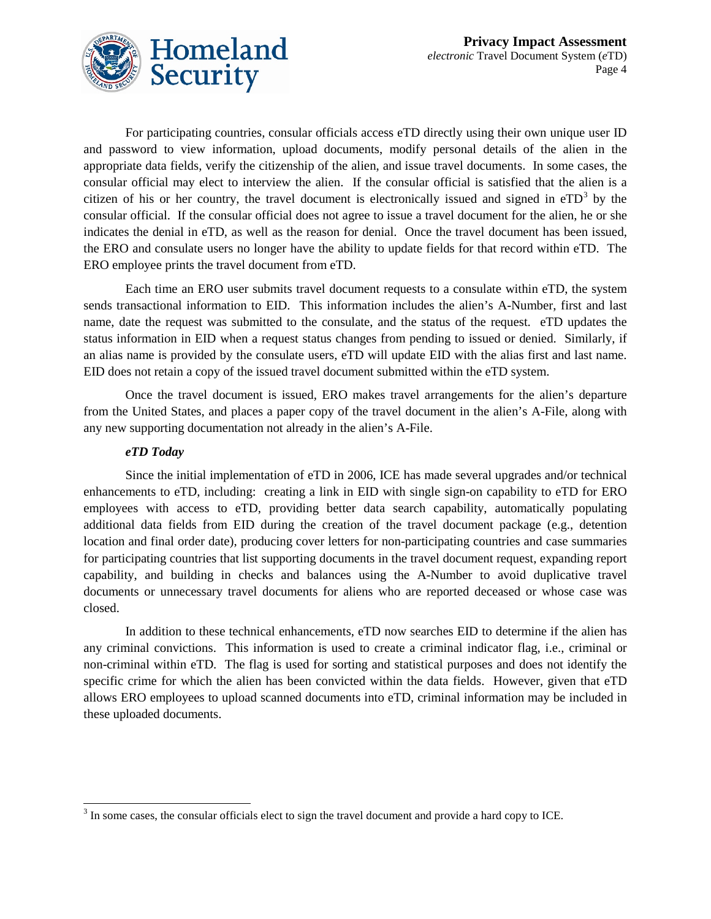For participating countries, consular officials access eTD directly using their own unique user ID and password to view information, upload documents, modify personal details of the alien in the appropriate data fields, verify the citizenship of the alien, and issue travel documents. In some cases, the consular official may elect to interview the alien. If the consular official is satisfied that the alien is a citizen of his or her country, the travel document is electronically issued and signed in eTD[3] by the consular official. If the consular official does not agree to issue a travel document for the alien, he or she indicates the denial in eTD, as well as the reason for denial. Once the travel document has been issued, the ERO and consulate users no longer have the ability to update fields for that record within eTD. The ERO employee prints the travel document from eTD.

Each time an ERO user submits travel document requests to a consulate within eTD, the system sends transactional information to EID. This information includes the alien's A-Number, first and last name, date the request was submitted to the consulate, and the status of the request. eTD updates the status information in EID when a request status changes from pending to issued or denied. Similarly, if an alias name is provided by the consulate users, eTD will update EID with the alias first and last name. EID does not retain a copy of the issued travel document submitted within the eTD system.

Once the travel document is issued, ERO makes travel arrangements for the alien's departure from the United States, and places a paper copy of the travel document in the alien's A-File, along with any new supporting documentation not already in the alien's A-File.

***eTD Today***

Since the initial implementation of eTD in 2006, ICE has made several upgrades and/or technical enhancements to eTD, including: creating a link in EID with single sign-on capability to eTD for ERO employees with access to eTD, providing better data search capability, automatically populating additional data fields from EID during the creation of the travel document package (e.g., detention location and final order date), producing cover letters for non-participating countries and case summaries for participating countries that list supporting documents in the travel document request, expanding report capability, and building in checks and balances using the A-Number to avoid duplicative travel documents or unnecessary travel documents for aliens who are reported deceased or whose case was closed.

In addition to these technical enhancements, eTD now searches EID to determine if the alien has any criminal convictions. This information is used to create a criminal indicator flag, i.e., criminal or non-criminal within eTD. The flag is used for sorting and statistical purposes and does not identify the specific crime for which the alien has been convicted within the data fields. However, given that eTD allows ERO employees to upload scanned documents into eTD, criminal information may be included in these uploaded documents.

---

[3] In some cases, the consular officials elect to sign the travel document and provide a hard copy to ICE.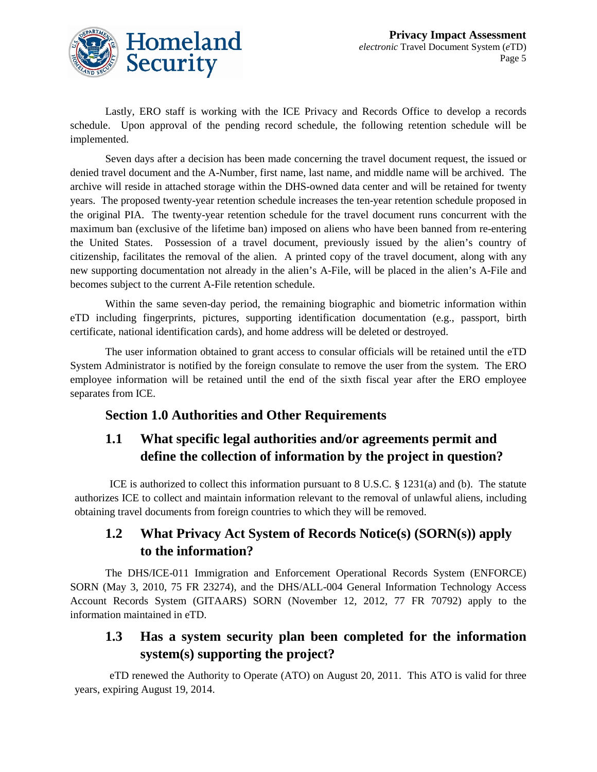Lastly, ERO staff is working with the ICE Privacy and Records Office to develop a records schedule. Upon approval of the pending record schedule, the following retention schedule will be implemented.

Seven days after a decision has been made concerning the travel document request, the issued or denied travel document and the A-Number, first name, last name, and middle name will be archived. The archive will reside in attached storage within the DHS-owned data center and will be retained for twenty years. The proposed twenty-year retention schedule increases the ten-year retention schedule proposed in the original PIA. The twenty-year retention schedule for the travel document runs concurrent with the maximum ban (exclusive of the lifetime ban) imposed on aliens who have been banned from re-entering the United States. Possession of a travel document, previously issued by the alien's country of citizenship, facilitates the removal of the alien. A printed copy of the travel document, along with any new supporting documentation not already in the alien's A-File, will be placed in the alien's A-File and becomes subject to the current A-File retention schedule.

Within the same seven-day period, the remaining biographic and biometric information within eTD including fingerprints, pictures, supporting identification documentation (e.g., passport, birth certificate, national identification cards), and home address will be deleted or destroyed.

The user information obtained to grant access to consular officials will be retained until the eTD System Administrator is notified by the foreign consulate to remove the user from the system. The ERO employee information will be retained until the end of the sixth fiscal year after the ERO employee separates from ICE.

## Section 1.0 Authorities and Other Requirements

### 1.1 What specific legal authorities and/or agreements permit and define the collection of information by the project in question?

ICE is authorized to collect this information pursuant to 8 U.S.C. § 1231(a) and (b). The statute authorizes ICE to collect and maintain information relevant to the removal of unlawful aliens, including obtaining travel documents from foreign countries to which they will be removed.

### 1.2 What Privacy Act System of Records Notice(s) (SORN(s)) apply to the information?

The DHS/ICE-011 Immigration and Enforcement Operational Records System (ENFORCE) SORN (May 3, 2010, 75 FR 23274), and the DHS/ALL-004 General Information Technology Access Account Records System (GITAARS) SORN (November 12, 2012, 77 FR 70792) apply to the information maintained in eTD.

### 1.3 Has a system security plan been completed for the information system(s) supporting the project?

eTD renewed the Authority to Operate (ATO) on August 20, 2011. This ATO is valid for three years, expiring August 19, 2014.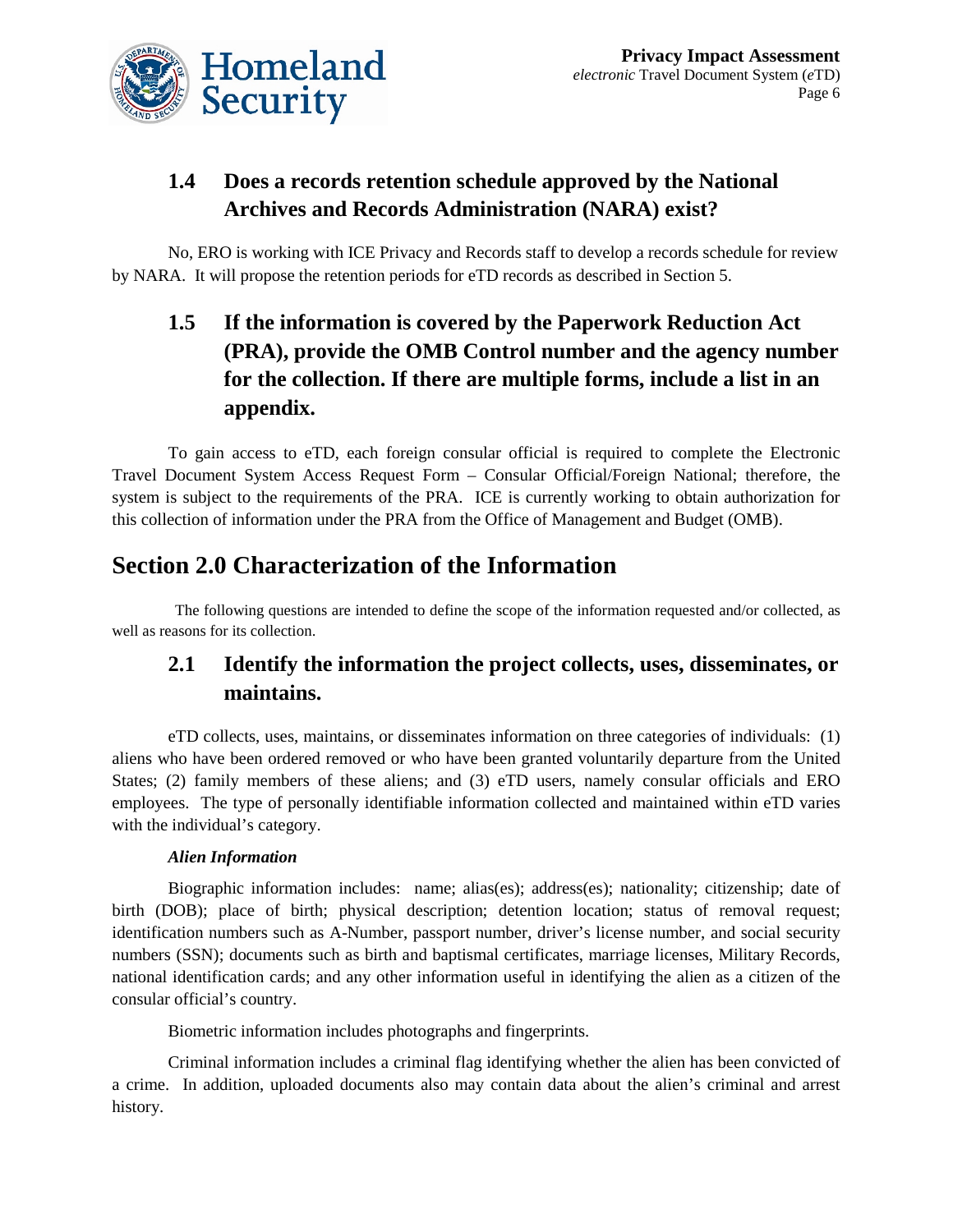## 1.4 Does a records retention schedule approved by the National Archives and Records Administration (NARA) exist?

No, ERO is working with ICE Privacy and Records staff to develop a records schedule for review by NARA. It will propose the retention periods for eTD records as described in Section 5.

## 1.5 If the information is covered by the Paperwork Reduction Act (PRA), provide the OMB Control number and the agency number for the collection. If there are multiple forms, include a list in an appendix.

To gain access to eTD, each foreign consular official is required to complete the Electronic Travel Document System Access Request Form – Consular Official/Foreign National; therefore, the system is subject to the requirements of the PRA. ICE is currently working to obtain authorization for this collection of information under the PRA from the Office of Management and Budget (OMB).

# Section 2.0 Characterization of the Information

The following questions are intended to define the scope of the information requested and/or collected, as well as reasons for its collection.

## 2.1 Identify the information the project collects, uses, disseminates, or maintains.

eTD collects, uses, maintains, or disseminates information on three categories of individuals: (1) aliens who have been ordered removed or who have been granted voluntarily departure from the United States; (2) family members of these aliens; and (3) eTD users, namely consular officials and ERO employees. The type of personally identifiable information collected and maintained within eTD varies with the individual's category.

***Alien Information***

Biographic information includes: name; alias(es); address(es); nationality; citizenship; date of birth (DOB); place of birth; physical description; detention location; status of removal request; identification numbers such as A-Number, passport number, driver's license number, and social security numbers (SSN); documents such as birth and baptismal certificates, marriage licenses, Military Records, national identification cards; and any other information useful in identifying the alien as a citizen of the consular official's country.

Biometric information includes photographs and fingerprints.

Criminal information includes a criminal flag identifying whether the alien has been convicted of a crime. In addition, uploaded documents also may contain data about the alien's criminal and arrest history.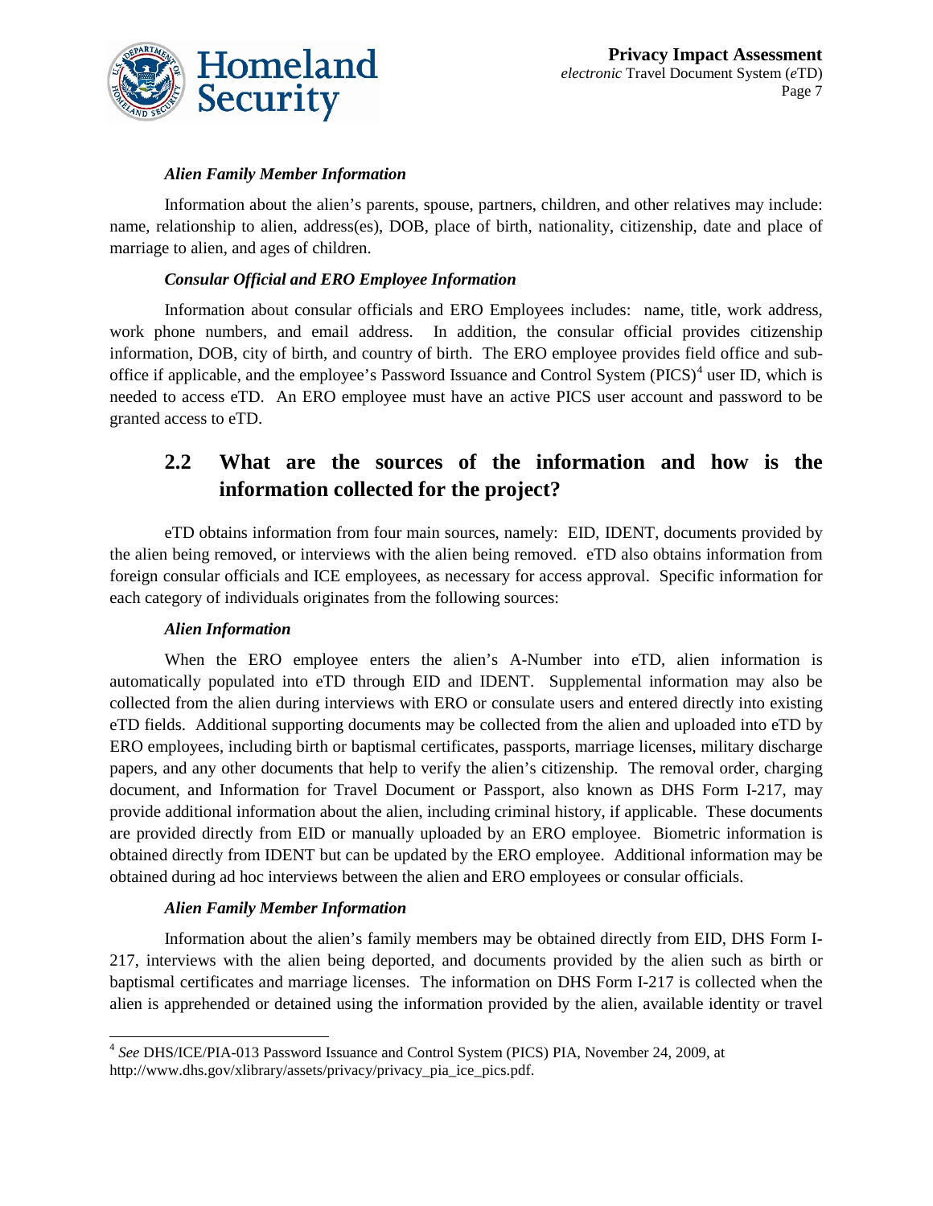### *Alien Family Member Information*

Information about the alien's parents, spouse, partners, children, and other relatives may include: name, relationship to alien, address(es), DOB, place of birth, nationality, citizenship, date and place of marriage to alien, and ages of children.

### *Consular Official and ERO Employee Information*

Information about consular officials and ERO Employees includes: name, title, work address, work phone numbers, and email address. In addition, the consular official provides citizenship information, DOB, city of birth, and country of birth. The ERO employee provides field office and sub-office if applicable, and the employee's Password Issuance and Control System (PICS)[4] user ID, which is needed to access eTD. An ERO employee must have an active PICS user account and password to be granted access to eTD.

## 2.2 What are the sources of the information and how is the information collected for the project?

eTD obtains information from four main sources, namely: EID, IDENT, documents provided by the alien being removed, or interviews with the alien being removed. eTD also obtains information from foreign consular officials and ICE employees, as necessary for access approval. Specific information for each category of individuals originates from the following sources:

### *Alien Information*

When the ERO employee enters the alien's A-Number into eTD, alien information is automatically populated into eTD through EID and IDENT. Supplemental information may also be collected from the alien during interviews with ERO or consulate users and entered directly into existing eTD fields. Additional supporting documents may be collected from the alien and uploaded into eTD by ERO employees, including birth or baptismal certificates, passports, marriage licenses, military discharge papers, and any other documents that help to verify the alien's citizenship. The removal order, charging document, and Information for Travel Document or Passport, also known as DHS Form I-217, may provide additional information about the alien, including criminal history, if applicable. These documents are provided directly from EID or manually uploaded by an ERO employee. Biometric information is obtained directly from IDENT but can be updated by the ERO employee. Additional information may be obtained during ad hoc interviews between the alien and ERO employees or consular officials.

### *Alien Family Member Information*

Information about the alien's family members may be obtained directly from EID, DHS Form I-217, interviews with the alien being deported, and documents provided by the alien such as birth or baptismal certificates and marriage licenses. The information on DHS Form I-217 is collected when the alien is apprehended or detained using the information provided by the alien, available identity or travel

---

[4] *See* DHS/ICE/PIA-013 Password Issuance and Control System (PICS) PIA, November 24, 2009, at http://www.dhs.gov/xlibrary/assets/privacy/privacy_pia_ice_pics.pdf.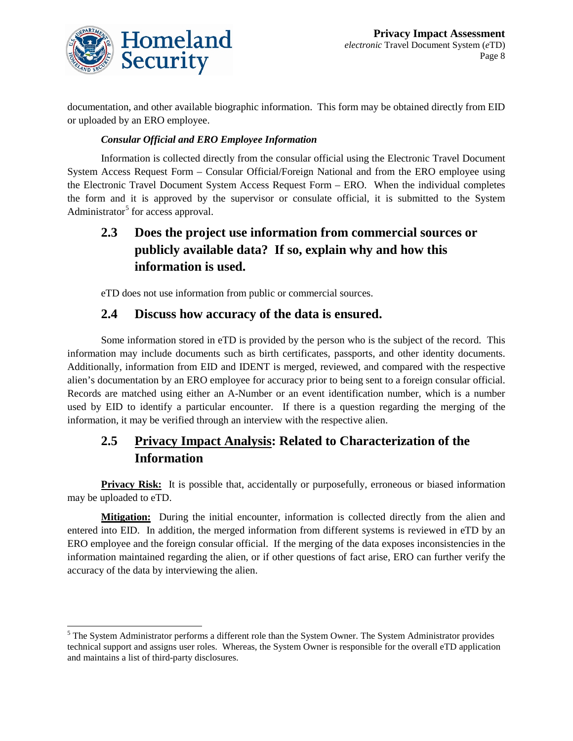documentation, and other available biographic information. This form may be obtained directly from EID or uploaded by an ERO employee.

***Consular Official and ERO Employee Information***

Information is collected directly from the consular official using the Electronic Travel Document System Access Request Form – Consular Official/Foreign National and from the ERO employee using the Electronic Travel Document System Access Request Form – ERO. When the individual completes the form and it is approved by the supervisor or consulate official, it is submitted to the System Administrator[5] for access approval.

## 2.3 Does the project use information from commercial sources or publicly available data? If so, explain why and how this information is used.

eTD does not use information from public or commercial sources.

## 2.4 Discuss how accuracy of the data is ensured.

Some information stored in eTD is provided by the person who is the subject of the record. This information may include documents such as birth certificates, passports, and other identity documents. Additionally, information from EID and IDENT is merged, reviewed, and compared with the respective alien's documentation by an ERO employee for accuracy prior to being sent to a foreign consular official. Records are matched using either an A-Number or an event identification number, which is a number used by EID to identify a particular encounter. If there is a question regarding the merging of the information, it may be verified through an interview with the respective alien.

## 2.5 Privacy Impact Analysis: Related to Characterization of the Information

**Privacy Risk:** It is possible that, accidentally or purposefully, erroneous or biased information may be uploaded to eTD.

**Mitigation:** During the initial encounter, information is collected directly from the alien and entered into EID. In addition, the merged information from different systems is reviewed in eTD by an ERO employee and the foreign consular official. If the merging of the data exposes inconsistencies in the information maintained regarding the alien, or if other questions of fact arise, ERO can further verify the accuracy of the data by interviewing the alien.

---

[5] The System Administrator performs a different role than the System Owner. The System Administrator provides technical support and assigns user roles. Whereas, the System Owner is responsible for the overall eTD application and maintains a list of third-party disclosures.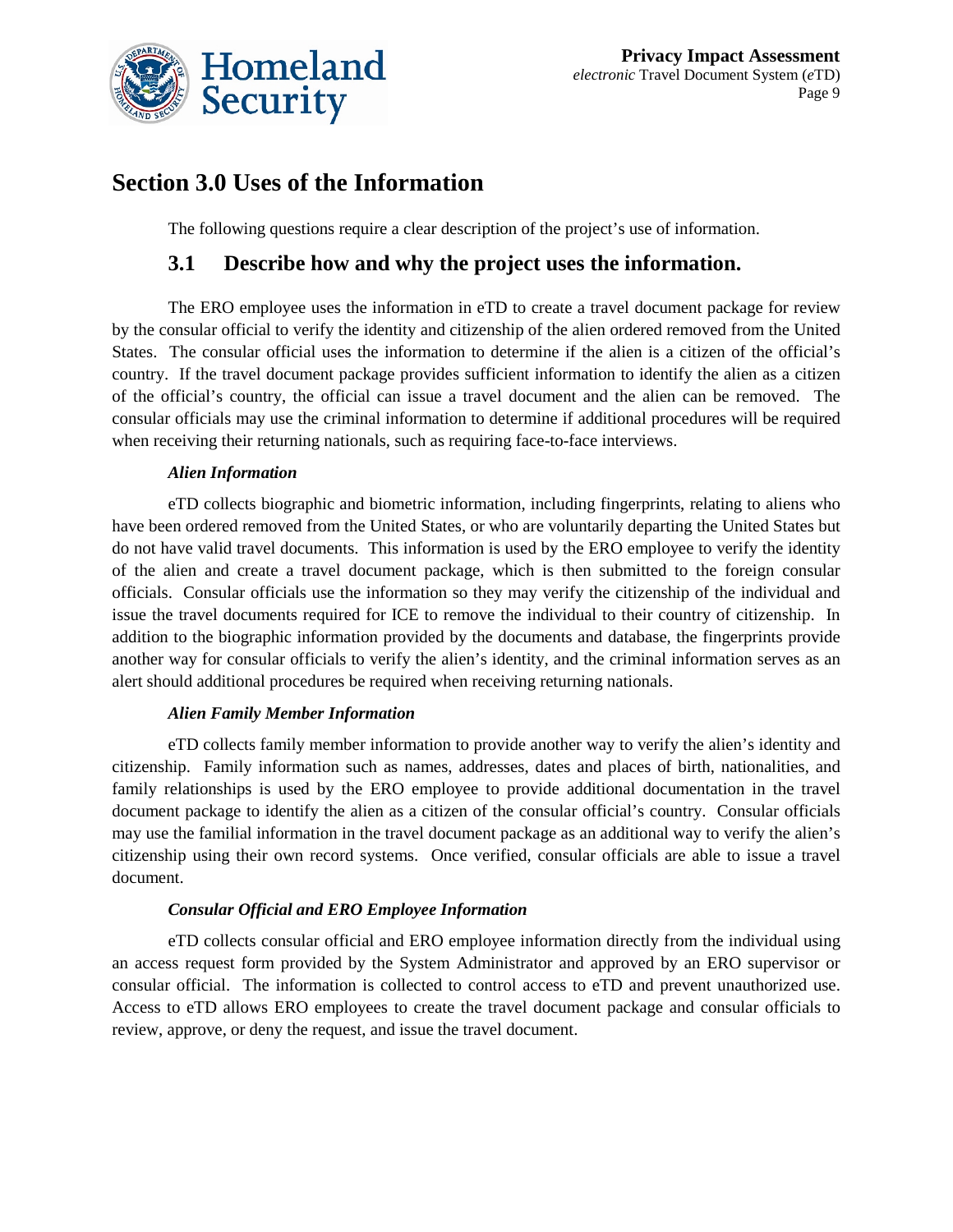# Section 3.0 Uses of the Information

The following questions require a clear description of the project's use of information.

## 3.1 Describe how and why the project uses the information.

The ERO employee uses the information in eTD to create a travel document package for review by the consular official to verify the identity and citizenship of the alien ordered removed from the United States. The consular official uses the information to determine if the alien is a citizen of the official's country. If the travel document package provides sufficient information to identify the alien as a citizen of the official's country, the official can issue a travel document and the alien can be removed. The consular officials may use the criminal information to determine if additional procedures will be required when receiving their returning nationals, such as requiring face-to-face interviews.

***Alien Information***

eTD collects biographic and biometric information, including fingerprints, relating to aliens who have been ordered removed from the United States, or who are voluntarily departing the United States but do not have valid travel documents. This information is used by the ERO employee to verify the identity of the alien and create a travel document package, which is then submitted to the foreign consular officials. Consular officials use the information so they may verify the citizenship of the individual and issue the travel documents required for ICE to remove the individual to their country of citizenship. In addition to the biographic information provided by the documents and database, the fingerprints provide another way for consular officials to verify the alien's identity, and the criminal information serves as an alert should additional procedures be required when receiving returning nationals.

***Alien Family Member Information***

eTD collects family member information to provide another way to verify the alien's identity and citizenship. Family information such as names, addresses, dates and places of birth, nationalities, and family relationships is used by the ERO employee to provide additional documentation in the travel document package to identify the alien as a citizen of the consular official's country. Consular officials may use the familial information in the travel document package as an additional way to verify the alien's citizenship using their own record systems. Once verified, consular officials are able to issue a travel document.

***Consular Official and ERO Employee Information***

eTD collects consular official and ERO employee information directly from the individual using an access request form provided by the System Administrator and approved by an ERO supervisor or consular official. The information is collected to control access to eTD and prevent unauthorized use. Access to eTD allows ERO employees to create the travel document package and consular officials to review, approve, or deny the request, and issue the travel document.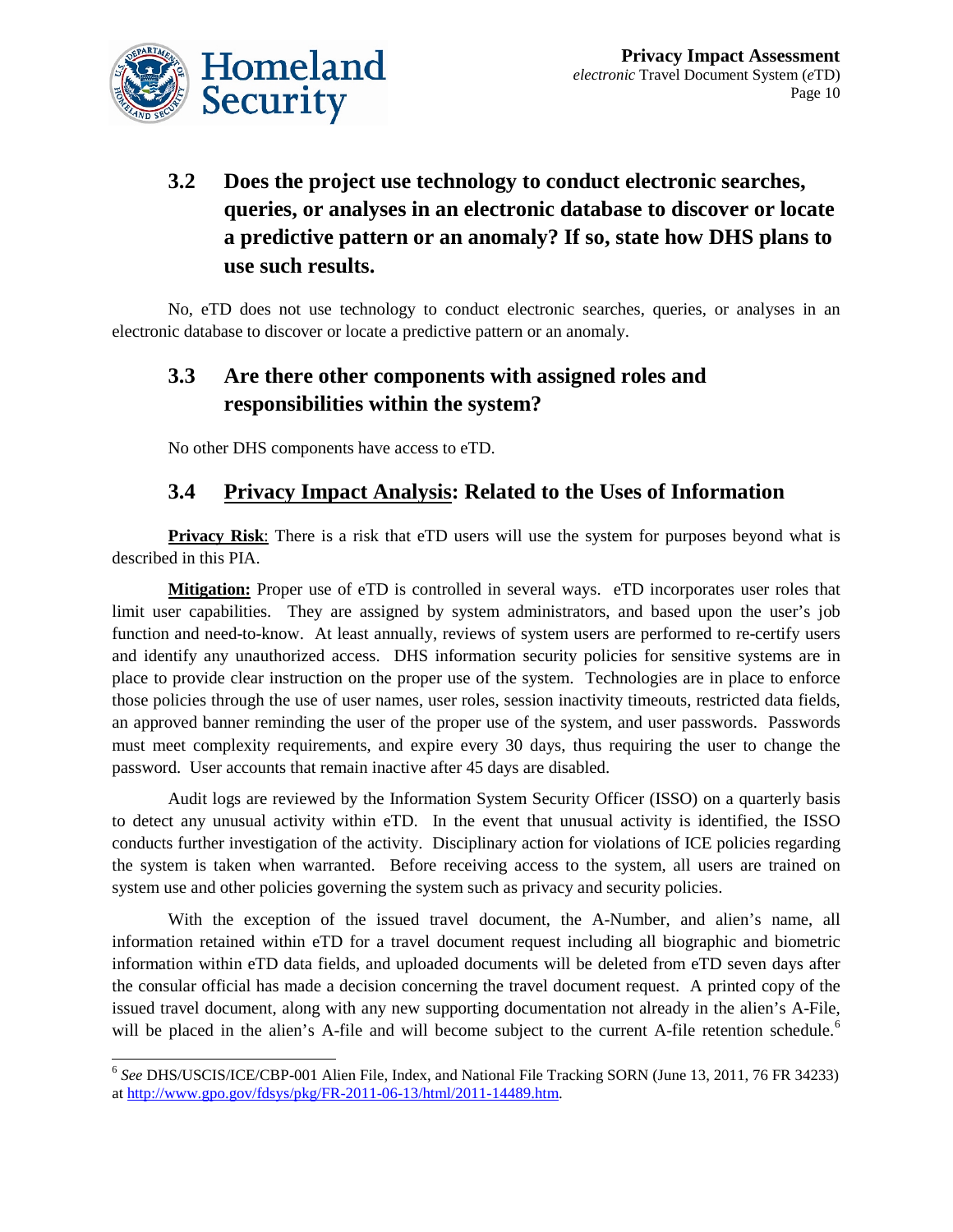## 3.2 Does the project use technology to conduct electronic searches, queries, or analyses in an electronic database to discover or locate a predictive pattern or an anomaly? If so, state how DHS plans to use such results.

No, eTD does not use technology to conduct electronic searches, queries, or analyses in an electronic database to discover or locate a predictive pattern or an anomaly.

## 3.3 Are there other components with assigned roles and responsibilities within the system?

No other DHS components have access to eTD.

## 3.4 Privacy Impact Analysis: Related to the Uses of Information

**Privacy Risk**: There is a risk that eTD users will use the system for purposes beyond what is described in this PIA.

**Mitigation:** Proper use of eTD is controlled in several ways. eTD incorporates user roles that limit user capabilities. They are assigned by system administrators, and based upon the user's job function and need-to-know. At least annually, reviews of system users are performed to re-certify users and identify any unauthorized access. DHS information security policies for sensitive systems are in place to provide clear instruction on the proper use of the system. Technologies are in place to enforce those policies through the use of user names, user roles, session inactivity timeouts, restricted data fields, an approved banner reminding the user of the proper use of the system, and user passwords. Passwords must meet complexity requirements, and expire every 30 days, thus requiring the user to change the password. User accounts that remain inactive after 45 days are disabled.

Audit logs are reviewed by the Information System Security Officer (ISSO) on a quarterly basis to detect any unusual activity within eTD. In the event that unusual activity is identified, the ISSO conducts further investigation of the activity. Disciplinary action for violations of ICE policies regarding the system is taken when warranted. Before receiving access to the system, all users are trained on system use and other policies governing the system such as privacy and security policies.

With the exception of the issued travel document, the A-Number, and alien's name, all information retained within eTD for a travel document request including all biographic and biometric information within eTD data fields, and uploaded documents will be deleted from eTD seven days after the consular official has made a decision concerning the travel document request. A printed copy of the issued travel document, along with any new supporting documentation not already in the alien's A-File, will be placed in the alien's A-file and will become subject to the current A-file retention schedule.[6]

---

[6] *See* DHS/USCIS/ICE/CBP-001 Alien File, Index, and National File Tracking SORN (June 13, 2011, 76 FR 34233) at http://www.gpo.gov/fdsys/pkg/FR-2011-06-13/html/2011-14489.htm.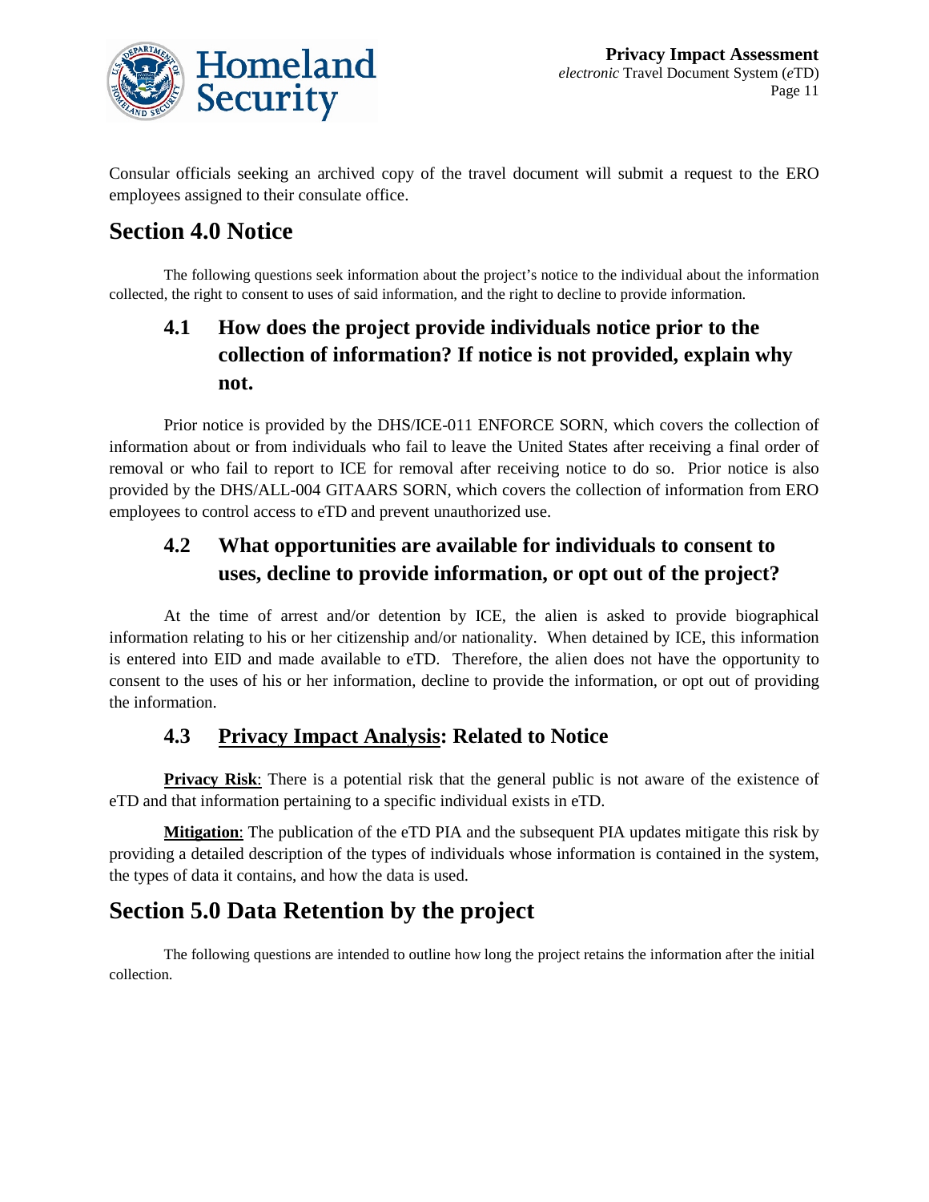Consular officials seeking an archived copy of the travel document will submit a request to the ERO employees assigned to their consulate office.

# Section 4.0 Notice

The following questions seek information about the project's notice to the individual about the information collected, the right to consent to uses of said information, and the right to decline to provide information.

## 4.1 How does the project provide individuals notice prior to the collection of information? If notice is not provided, explain why not.

Prior notice is provided by the DHS/ICE-011 ENFORCE SORN, which covers the collection of information about or from individuals who fail to leave the United States after receiving a final order of removal or who fail to report to ICE for removal after receiving notice to do so. Prior notice is also provided by the DHS/ALL-004 GITAARS SORN, which covers the collection of information from ERO employees to control access to eTD and prevent unauthorized use.

## 4.2 What opportunities are available for individuals to consent to uses, decline to provide information, or opt out of the project?

At the time of arrest and/or detention by ICE, the alien is asked to provide biographical information relating to his or her citizenship and/or nationality. When detained by ICE, this information is entered into EID and made available to eTD. Therefore, the alien does not have the opportunity to consent to the uses of his or her information, decline to provide the information, or opt out of providing the information.

## 4.3 Privacy Impact Analysis: Related to Notice

**Privacy Risk**: There is a potential risk that the general public is not aware of the existence of eTD and that information pertaining to a specific individual exists in eTD.

**Mitigation**: The publication of the eTD PIA and the subsequent PIA updates mitigate this risk by providing a detailed description of the types of individuals whose information is contained in the system, the types of data it contains, and how the data is used.

# Section 5.0 Data Retention by the project

The following questions are intended to outline how long the project retains the information after the initial collection.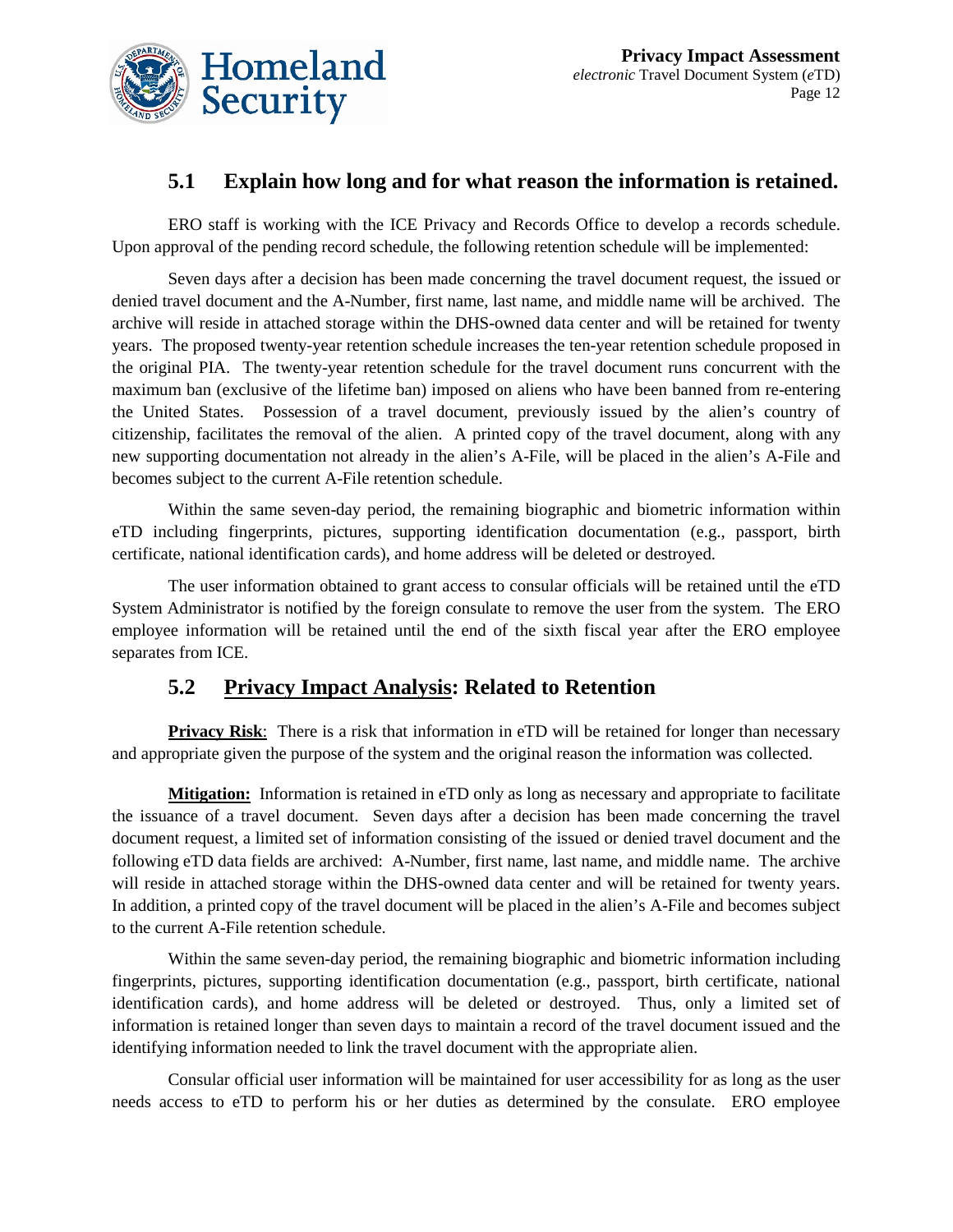## 5.1 Explain how long and for what reason the information is retained.

ERO staff is working with the ICE Privacy and Records Office to develop a records schedule. Upon approval of the pending record schedule, the following retention schedule will be implemented:

Seven days after a decision has been made concerning the travel document request, the issued or denied travel document and the A-Number, first name, last name, and middle name will be archived. The archive will reside in attached storage within the DHS-owned data center and will be retained for twenty years. The proposed twenty-year retention schedule increases the ten-year retention schedule proposed in the original PIA. The twenty-year retention schedule for the travel document runs concurrent with the maximum ban (exclusive of the lifetime ban) imposed on aliens who have been banned from re-entering the United States. Possession of a travel document, previously issued by the alien's country of citizenship, facilitates the removal of the alien. A printed copy of the travel document, along with any new supporting documentation not already in the alien's A-File, will be placed in the alien's A-File and becomes subject to the current A-File retention schedule.

Within the same seven-day period, the remaining biographic and biometric information within eTD including fingerprints, pictures, supporting identification documentation (e.g., passport, birth certificate, national identification cards), and home address will be deleted or destroyed.

The user information obtained to grant access to consular officials will be retained until the eTD System Administrator is notified by the foreign consulate to remove the user from the system. The ERO employee information will be retained until the end of the sixth fiscal year after the ERO employee separates from ICE.

## 5.2 Privacy Impact Analysis: Related to Retention

**Privacy Risk**: There is a risk that information in eTD will be retained for longer than necessary and appropriate given the purpose of the system and the original reason the information was collected.

**Mitigation:** Information is retained in eTD only as long as necessary and appropriate to facilitate the issuance of a travel document. Seven days after a decision has been made concerning the travel document request, a limited set of information consisting of the issued or denied travel document and the following eTD data fields are archived: A-Number, first name, last name, and middle name. The archive will reside in attached storage within the DHS-owned data center and will be retained for twenty years. In addition, a printed copy of the travel document will be placed in the alien's A-File and becomes subject to the current A-File retention schedule.

Within the same seven-day period, the remaining biographic and biometric information including fingerprints, pictures, supporting identification documentation (e.g., passport, birth certificate, national identification cards), and home address will be deleted or destroyed. Thus, only a limited set of information is retained longer than seven days to maintain a record of the travel document issued and the identifying information needed to link the travel document with the appropriate alien.

Consular official user information will be maintained for user accessibility for as long as the user needs access to eTD to perform his or her duties as determined by the consulate. ERO employee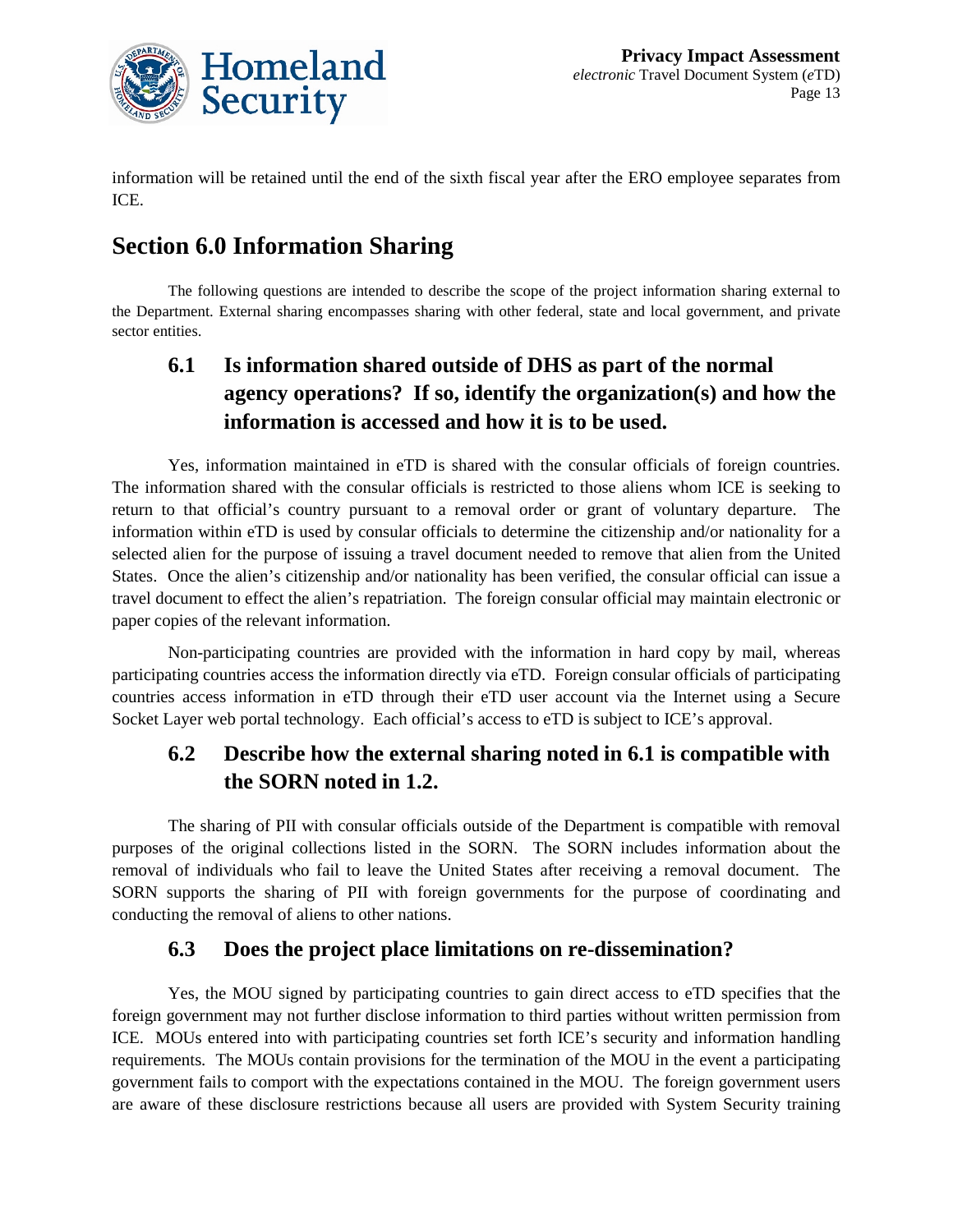information will be retained until the end of the sixth fiscal year after the ERO employee separates from ICE.

# Section 6.0 Information Sharing

The following questions are intended to describe the scope of the project information sharing external to the Department. External sharing encompasses sharing with other federal, state and local government, and private sector entities.

## 6.1 Is information shared outside of DHS as part of the normal agency operations? If so, identify the organization(s) and how the information is accessed and how it is to be used.

Yes, information maintained in eTD is shared with the consular officials of foreign countries. The information shared with the consular officials is restricted to those aliens whom ICE is seeking to return to that official's country pursuant to a removal order or grant of voluntary departure. The information within eTD is used by consular officials to determine the citizenship and/or nationality for a selected alien for the purpose of issuing a travel document needed to remove that alien from the United States. Once the alien's citizenship and/or nationality has been verified, the consular official can issue a travel document to effect the alien's repatriation. The foreign consular official may maintain electronic or paper copies of the relevant information.

Non-participating countries are provided with the information in hard copy by mail, whereas participating countries access the information directly via eTD. Foreign consular officials of participating countries access information in eTD through their eTD user account via the Internet using a Secure Socket Layer web portal technology. Each official's access to eTD is subject to ICE's approval.

## 6.2 Describe how the external sharing noted in 6.1 is compatible with the SORN noted in 1.2.

The sharing of PII with consular officials outside of the Department is compatible with removal purposes of the original collections listed in the SORN. The SORN includes information about the removal of individuals who fail to leave the United States after receiving a removal document. The SORN supports the sharing of PII with foreign governments for the purpose of coordinating and conducting the removal of aliens to other nations.

## 6.3 Does the project place limitations on re-dissemination?

Yes, the MOU signed by participating countries to gain direct access to eTD specifies that the foreign government may not further disclose information to third parties without written permission from ICE. MOUs entered into with participating countries set forth ICE's security and information handling requirements. The MOUs contain provisions for the termination of the MOU in the event a participating government fails to comport with the expectations contained in the MOU. The foreign government users are aware of these disclosure restrictions because all users are provided with System Security training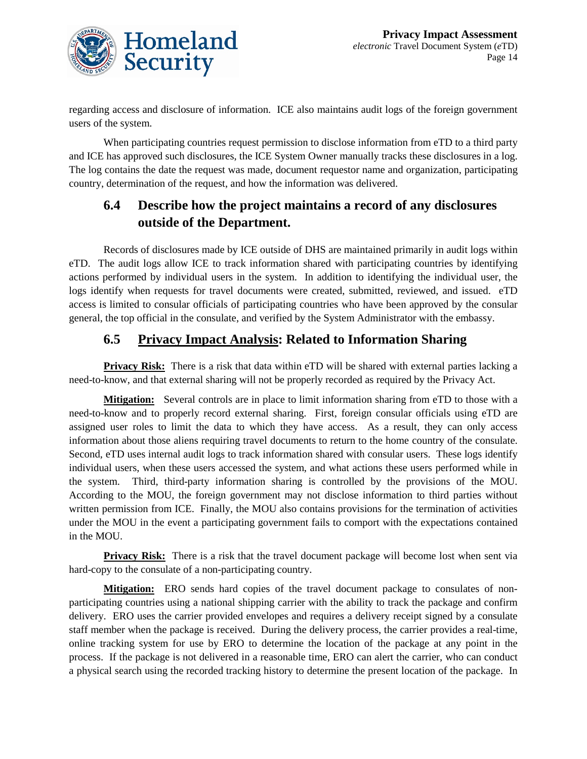regarding access and disclosure of information. ICE also maintains audit logs of the foreign government users of the system.

When participating countries request permission to disclose information from eTD to a third party and ICE has approved such disclosures, the ICE System Owner manually tracks these disclosures in a log. The log contains the date the request was made, document requestor name and organization, participating country, determination of the request, and how the information was delivered.

## 6.4 Describe how the project maintains a record of any disclosures outside of the Department.

Records of disclosures made by ICE outside of DHS are maintained primarily in audit logs within eTD. The audit logs allow ICE to track information shared with participating countries by identifying actions performed by individual users in the system. In addition to identifying the individual user, the logs identify when requests for travel documents were created, submitted, reviewed, and issued. eTD access is limited to consular officials of participating countries who have been approved by the consular general, the top official in the consulate, and verified by the System Administrator with the embassy.

## 6.5 Privacy Impact Analysis: Related to Information Sharing

**Privacy Risk:** There is a risk that data within eTD will be shared with external parties lacking a need-to-know, and that external sharing will not be properly recorded as required by the Privacy Act.

**Mitigation:** Several controls are in place to limit information sharing from eTD to those with a need-to-know and to properly record external sharing. First, foreign consular officials using eTD are assigned user roles to limit the data to which they have access. As a result, they can only access information about those aliens requiring travel documents to return to the home country of the consulate. Second, eTD uses internal audit logs to track information shared with consular users. These logs identify individual users, when these users accessed the system, and what actions these users performed while in the system. Third, third-party information sharing is controlled by the provisions of the MOU. According to the MOU, the foreign government may not disclose information to third parties without written permission from ICE. Finally, the MOU also contains provisions for the termination of activities under the MOU in the event a participating government fails to comport with the expectations contained in the MOU.

**Privacy Risk:** There is a risk that the travel document package will become lost when sent via hard-copy to the consulate of a non-participating country.

**Mitigation:** ERO sends hard copies of the travel document package to consulates of non-participating countries using a national shipping carrier with the ability to track the package and confirm delivery. ERO uses the carrier provided envelopes and requires a delivery receipt signed by a consulate staff member when the package is received. During the delivery process, the carrier provides a real-time, online tracking system for use by ERO to determine the location of the package at any point in the process. If the package is not delivered in a reasonable time, ERO can alert the carrier, who can conduct a physical search using the recorded tracking history to determine the present location of the package. In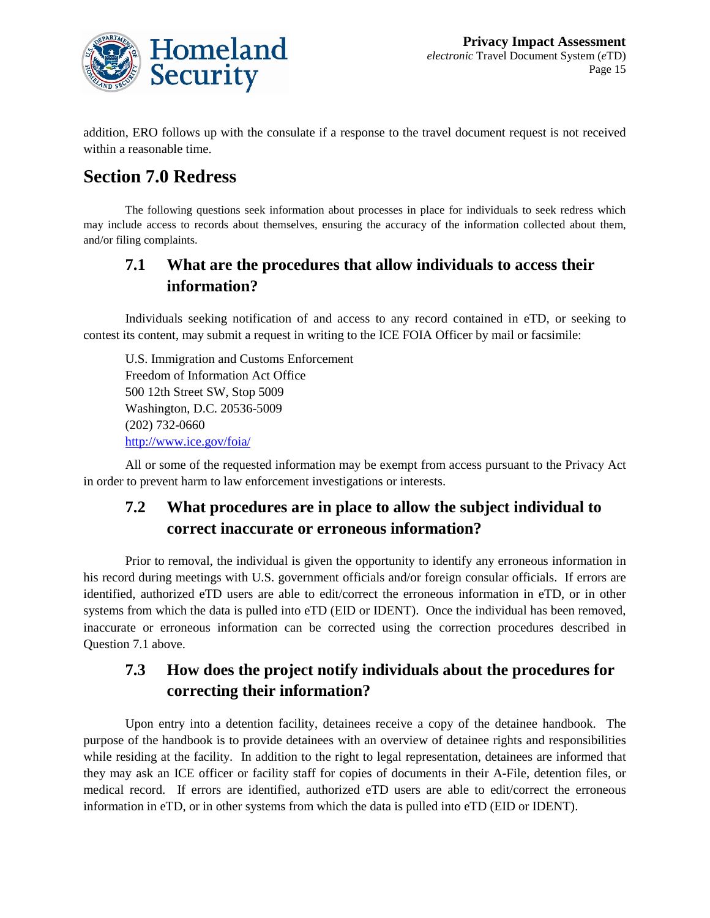addition, ERO follows up with the consulate if a response to the travel document request is not received within a reasonable time.

# Section 7.0 Redress

The following questions seek information about processes in place for individuals to seek redress which may include access to records about themselves, ensuring the accuracy of the information collected about them, and/or filing complaints.

## 7.1 What are the procedures that allow individuals to access their information?

Individuals seeking notification of and access to any record contained in eTD, or seeking to contest its content, may submit a request in writing to the ICE FOIA Officer by mail or facsimile:

U.S. Immigration and Customs Enforcement
Freedom of Information Act Office
500 12th Street SW, Stop 5009
Washington, D.C. 20536-5009
(202) 732-0660
http://www.ice.gov/foia/

All or some of the requested information may be exempt from access pursuant to the Privacy Act in order to prevent harm to law enforcement investigations or interests.

## 7.2 What procedures are in place to allow the subject individual to correct inaccurate or erroneous information?

Prior to removal, the individual is given the opportunity to identify any erroneous information in his record during meetings with U.S. government officials and/or foreign consular officials. If errors are identified, authorized eTD users are able to edit/correct the erroneous information in eTD, or in other systems from which the data is pulled into eTD (EID or IDENT). Once the individual has been removed, inaccurate or erroneous information can be corrected using the correction procedures described in Question 7.1 above.

## 7.3 How does the project notify individuals about the procedures for correcting their information?

Upon entry into a detention facility, detainees receive a copy of the detainee handbook. The purpose of the handbook is to provide detainees with an overview of detainee rights and responsibilities while residing at the facility. In addition to the right to legal representation, detainees are informed that they may ask an ICE officer or facility staff for copies of documents in their A-File, detention files, or medical record. If errors are identified, authorized eTD users are able to edit/correct the erroneous information in eTD, or in other systems from which the data is pulled into eTD (EID or IDENT).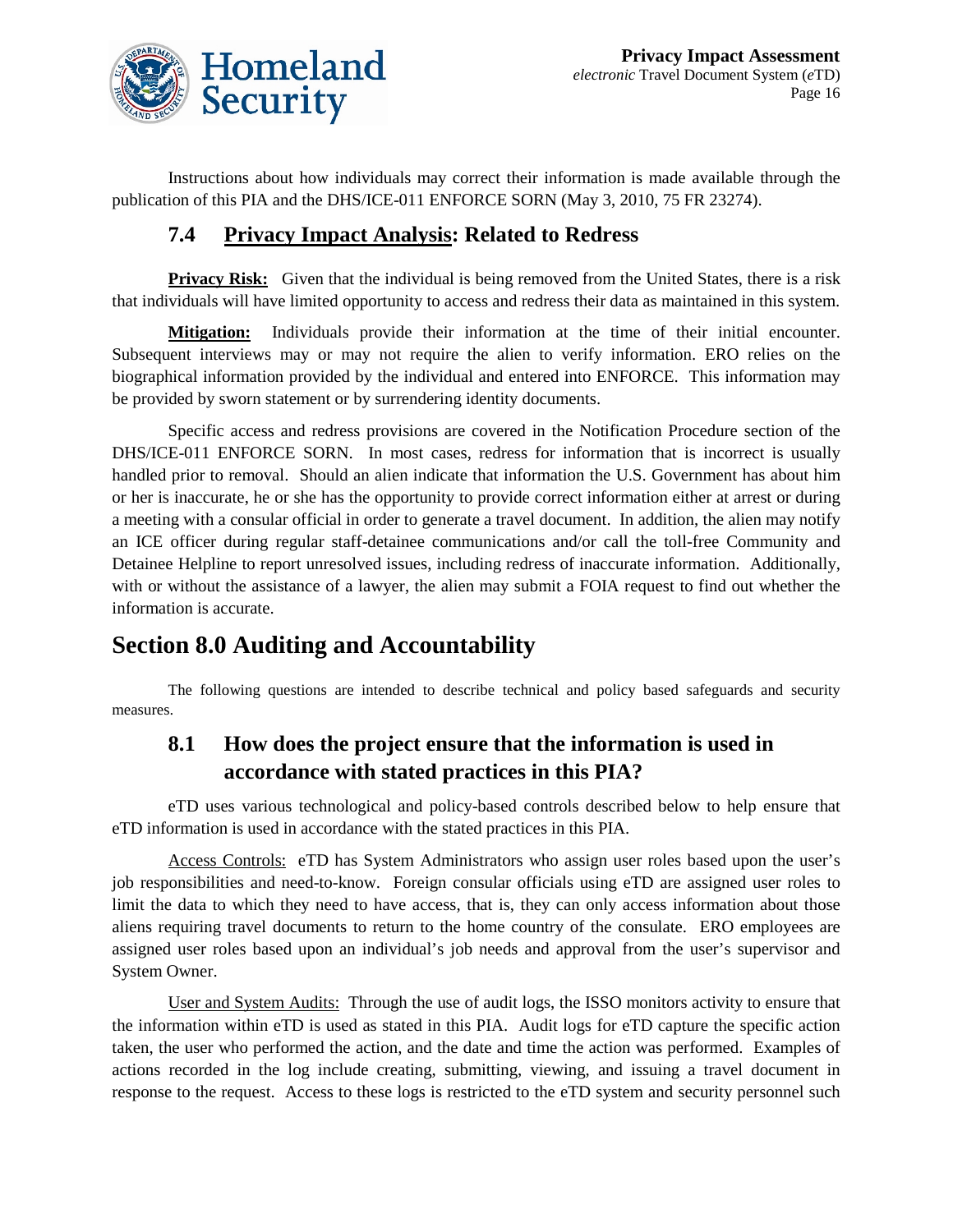Instructions about how individuals may correct their information is made available through the publication of this PIA and the DHS/ICE-011 ENFORCE SORN (May 3, 2010, 75 FR 23274).

### 7.4 Privacy Impact Analysis: Related to Redress

**Privacy Risk:** Given that the individual is being removed from the United States, there is a risk that individuals will have limited opportunity to access and redress their data as maintained in this system.

**Mitigation:** Individuals provide their information at the time of their initial encounter. Subsequent interviews may or may not require the alien to verify information. ERO relies on the biographical information provided by the individual and entered into ENFORCE. This information may be provided by sworn statement or by surrendering identity documents.

Specific access and redress provisions are covered in the Notification Procedure section of the DHS/ICE-011 ENFORCE SORN. In most cases, redress for information that is incorrect is usually handled prior to removal. Should an alien indicate that information the U.S. Government has about him or her is inaccurate, he or she has the opportunity to provide correct information either at arrest or during a meeting with a consular official in order to generate a travel document. In addition, the alien may notify an ICE officer during regular staff-detainee communications and/or call the toll-free Community and Detainee Helpline to report unresolved issues, including redress of inaccurate information. Additionally, with or without the assistance of a lawyer, the alien may submit a FOIA request to find out whether the information is accurate.

## Section 8.0 Auditing and Accountability

The following questions are intended to describe technical and policy based safeguards and security measures.

### 8.1 How does the project ensure that the information is used in accordance with stated practices in this PIA?

eTD uses various technological and policy-based controls described below to help ensure that eTD information is used in accordance with the stated practices in this PIA.

Access Controls: eTD has System Administrators who assign user roles based upon the user's job responsibilities and need-to-know. Foreign consular officials using eTD are assigned user roles to limit the data to which they need to have access, that is, they can only access information about those aliens requiring travel documents to return to the home country of the consulate. ERO employees are assigned user roles based upon an individual's job needs and approval from the user's supervisor and System Owner.

User and System Audits: Through the use of audit logs, the ISSO monitors activity to ensure that the information within eTD is used as stated in this PIA. Audit logs for eTD capture the specific action taken, the user who performed the action, and the date and time the action was performed. Examples of actions recorded in the log include creating, submitting, viewing, and issuing a travel document in response to the request. Access to these logs is restricted to the eTD system and security personnel such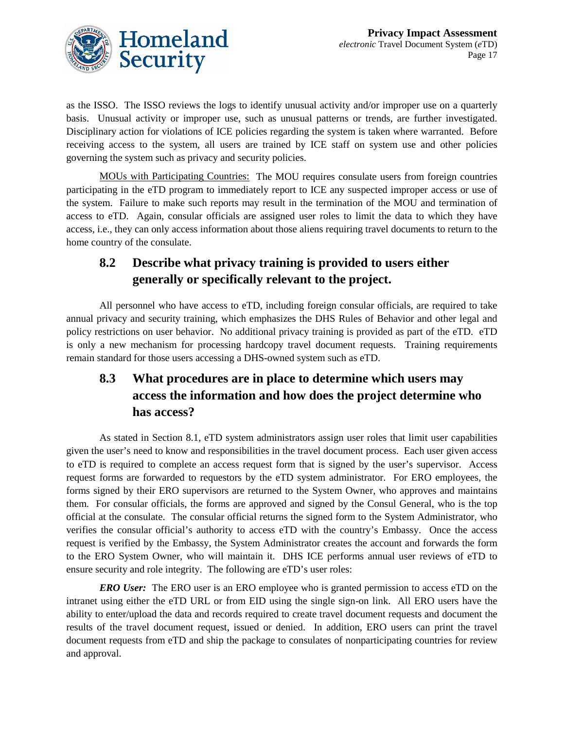as the ISSO. The ISSO reviews the logs to identify unusual activity and/or improper use on a quarterly basis. Unusual activity or improper use, such as unusual patterns or trends, are further investigated. Disciplinary action for violations of ICE policies regarding the system is taken where warranted. Before receiving access to the system, all users are trained by ICE staff on system use and other policies governing the system such as privacy and security policies.

MOUs with Participating Countries: The MOU requires consulate users from foreign countries participating in the eTD program to immediately report to ICE any suspected improper access or use of the system. Failure to make such reports may result in the termination of the MOU and termination of access to eTD. Again, consular officials are assigned user roles to limit the data to which they have access, i.e., they can only access information about those aliens requiring travel documents to return to the home country of the consulate.

## 8.2 Describe what privacy training is provided to users either generally or specifically relevant to the project.

All personnel who have access to eTD, including foreign consular officials, are required to take annual privacy and security training, which emphasizes the DHS Rules of Behavior and other legal and policy restrictions on user behavior. No additional privacy training is provided as part of the eTD. eTD is only a new mechanism for processing hardcopy travel document requests. Training requirements remain standard for those users accessing a DHS-owned system such as eTD.

## 8.3 What procedures are in place to determine which users may access the information and how does the project determine who has access?

As stated in Section 8.1, eTD system administrators assign user roles that limit user capabilities given the user's need to know and responsibilities in the travel document process. Each user given access to eTD is required to complete an access request form that is signed by the user's supervisor. Access request forms are forwarded to requestors by the eTD system administrator. For ERO employees, the forms signed by their ERO supervisors are returned to the System Owner, who approves and maintains them. For consular officials, the forms are approved and signed by the Consul General, who is the top official at the consulate. The consular official returns the signed form to the System Administrator, who verifies the consular official's authority to access eTD with the country's Embassy. Once the access request is verified by the Embassy, the System Administrator creates the account and forwards the form to the ERO System Owner, who will maintain it. DHS ICE performs annual user reviews of eTD to ensure security and role integrity. The following are eTD's user roles:

***ERO User:*** The ERO user is an ERO employee who is granted permission to access eTD on the intranet using either the eTD URL or from EID using the single sign-on link. All ERO users have the ability to enter/upload the data and records required to create travel document requests and document the results of the travel document request, issued or denied. In addition, ERO users can print the travel document requests from eTD and ship the package to consulates of nonparticipating countries for review and approval.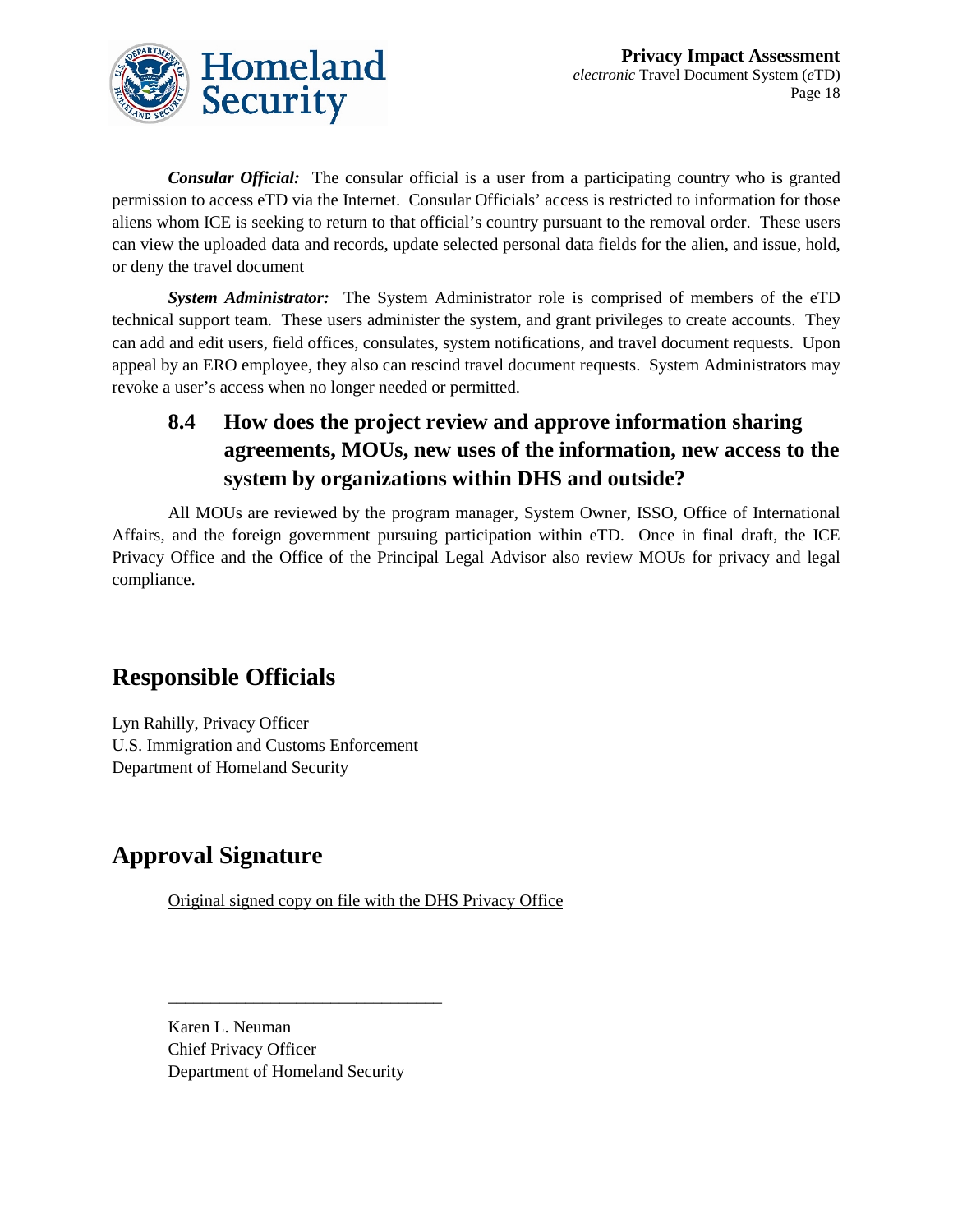***Consular Official:*** The consular official is a user from a participating country who is granted permission to access eTD via the Internet. Consular Officials' access is restricted to information for those aliens whom ICE is seeking to return to that official's country pursuant to the removal order. These users can view the uploaded data and records, update selected personal data fields for the alien, and issue, hold, or deny the travel document

***System Administrator:*** The System Administrator role is comprised of members of the eTD technical support team. These users administer the system, and grant privileges to create accounts. They can add and edit users, field offices, consulates, system notifications, and travel document requests. Upon appeal by an ERO employee, they also can rescind travel document requests. System Administrators may revoke a user's access when no longer needed or permitted.

### 8.4 How does the project review and approve information sharing agreements, MOUs, new uses of the information, new access to the system by organizations within DHS and outside?

All MOUs are reviewed by the program manager, System Owner, ISSO, Office of International Affairs, and the foreign government pursuing participation within eTD. Once in final draft, the ICE Privacy Office and the Office of the Principal Legal Advisor also review MOUs for privacy and legal compliance.

## Responsible Officials

Lyn Rahilly, Privacy Officer
U.S. Immigration and Customs Enforcement
Department of Homeland Security

## Approval Signature

Original signed copy on file with the DHS Privacy Office

________________________________

Karen L. Neuman
Chief Privacy Officer
Department of Homeland Security